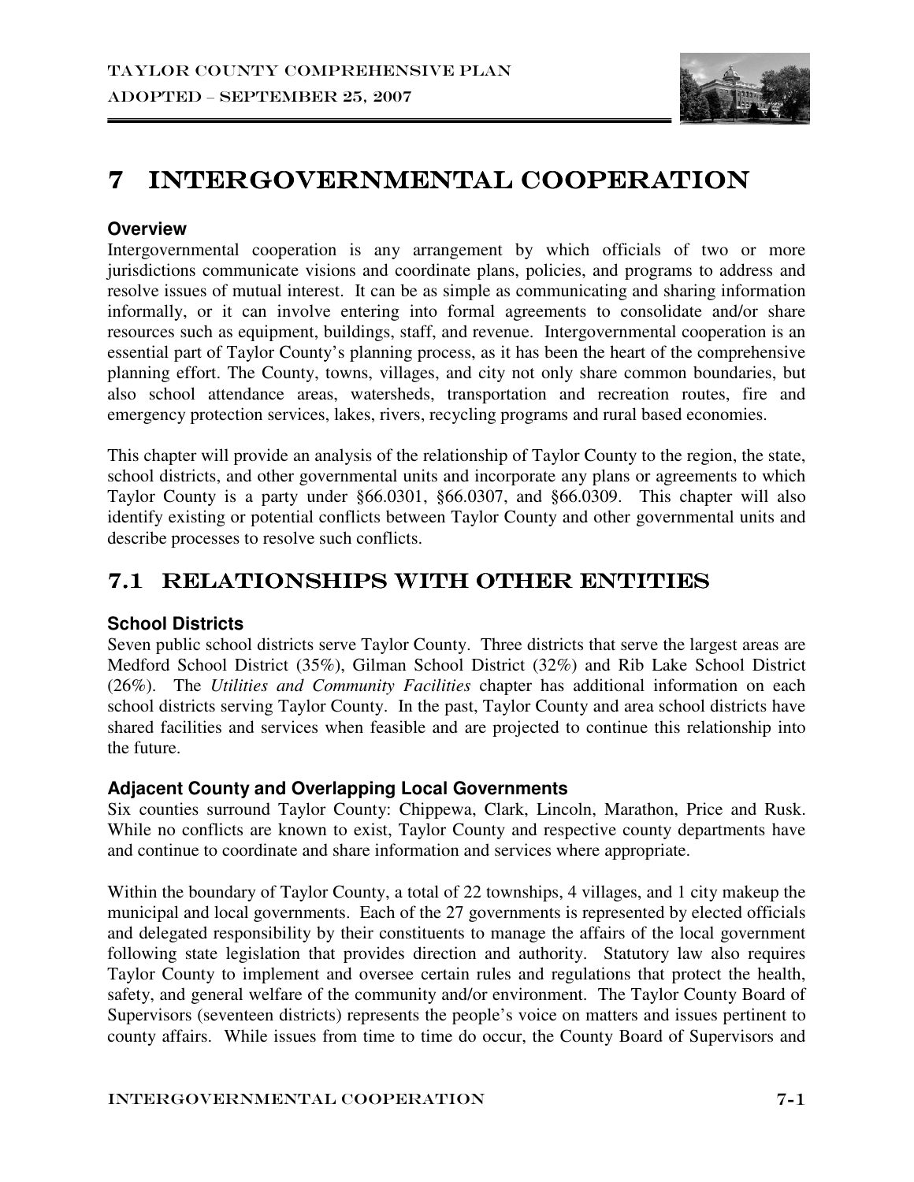# 7 INTERGOVERNMENTAL COOPERATION

### Overview

Intergovernmental cooperation is any arrangement by which officials of two or more jurisdictions communicate visions and coordinate plans, policies, and programs to address and resolve issues of mutual interest. It can be as simple as communicating and sharing information informally, or it can involve entering into formal agreements to consolidate and/or share resources such as equipment, buildings, staff, and revenue. Intergovernmental cooperation is an essential part of Taylor County's planning process, as it has been the heart of the comprehensive planning effort. The County, towns, villages, and city not only share common boundaries, but also school attendance areas, watersheds, transportation and recreation routes, fire and emergency protection services, lakes, rivers, recycling programs and rural based economies.

This chapter will provide an analysis of the relationship of Taylor County to the region, the state, school districts, and other governmental units and incorporate any plans or agreements to which Taylor County is a party under §66.0301, §66.0307, and §66.0309. This chapter will also identify existing or potential conflicts between Taylor County and other governmental units and describe processes to resolve such conflicts.

## 7.1 RELATIONSHIPS WITH OTHER ENTITIES

### School Districts

Seven public school districts serve Taylor County. Three districts that serve the largest areas are Medford School District (35%), Gilman School District (32%) and Rib Lake School District (26%). The *Utilities and Community Facilities* chapter has additional information on each school districts serving Taylor County. In the past, Taylor County and area school districts have shared facilities and services when feasible and are projected to continue this relationship into the future.

### Adjacent County and Overlapping Local Governments

Six counties surround Taylor County: Chippewa, Clark, Lincoln, Marathon, Price and Rusk. While no conflicts are known to exist, Taylor County and respective county departments have and continue to coordinate and share information and services where appropriate.

Within the boundary of Taylor County, a total of 22 townships, 4 villages, and 1 city makeup the municipal and local governments. Each of the 27 governments is represented by elected officials and delegated responsibility by their constituents to manage the affairs of the local government following state legislation that provides direction and authority. Statutory law also requires Taylor County to implement and oversee certain rules and regulations that protect the health, safety, and general welfare of the community and/or environment. The Taylor County Board of Supervisors (seventeen districts) represents the people's voice on matters and issues pertinent to county affairs. While issues from time to time do occur, the County Board of Supervisors and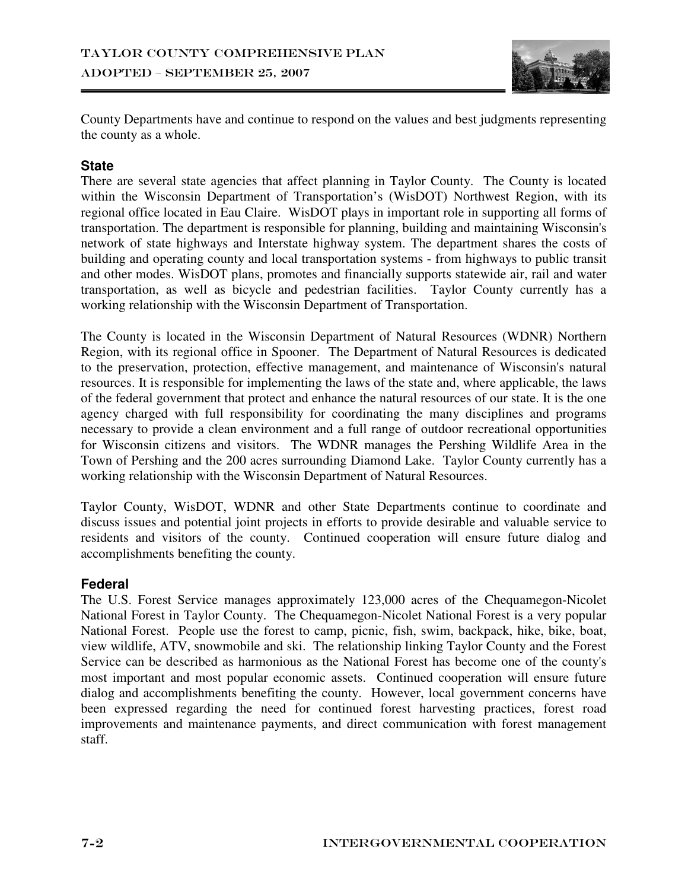County Departments have and continue to respond on the values and best judgments representing the county as a whole.

### State

There are several state agencies that affect planning in Taylor County. The County is located within the Wisconsin Department of Transportation's (WisDOT) Northwest Region, with its regional office located in Eau Claire. WisDOT plays in important role in supporting all forms of transportation. The department is responsible for planning, building and maintaining Wisconsin's network of state highways and Interstate highway system. The department shares the costs of building and operating county and local transportation systems - from highways to public transit and other modes. WisDOT plans, promotes and financially supports statewide air, rail and water transportation, as well as bicycle and pedestrian facilities. Taylor County currently has a working relationship with the Wisconsin Department of Transportation.

The County is located in the Wisconsin Department of Natural Resources (WDNR) Northern Region, with its regional office in Spooner. The Department of Natural Resources is dedicated to the preservation, protection, effective management, and maintenance of Wisconsin's natural resources. It is responsible for implementing the laws of the state and, where applicable, the laws of the federal government that protect and enhance the natural resources of our state. It is the one agency charged with full responsibility for coordinating the many disciplines and programs necessary to provide a clean environment and a full range of outdoor recreational opportunities for Wisconsin citizens and visitors. The WDNR manages the Pershing Wildlife Area in the Town of Pershing and the 200 acres surrounding Diamond Lake. Taylor County currently has a working relationship with the Wisconsin Department of Natural Resources.

Taylor County, WisDOT, WDNR and other State Departments continue to coordinate and discuss issues and potential joint projects in efforts to provide desirable and valuable service to residents and visitors of the county. Continued cooperation will ensure future dialog and accomplishments benefiting the county.

### Federal

The U.S. Forest Service manages approximately 123,000 acres of the Chequamegon-Nicolet National Forest in Taylor County. The Chequamegon-Nicolet National Forest is a very popular National Forest. People use the forest to camp, picnic, fish, swim, backpack, hike, bike, boat, view wildlife, ATV, snowmobile and ski. The relationship linking Taylor County and the Forest Service can be described as harmonious as the National Forest has become one of the county's most important and most popular economic assets. Continued cooperation will ensure future dialog and accomplishments benefiting the county. However, local government concerns have been expressed regarding the need for continued forest harvesting practices, forest road improvements and maintenance payments, and direct communication with forest management staff.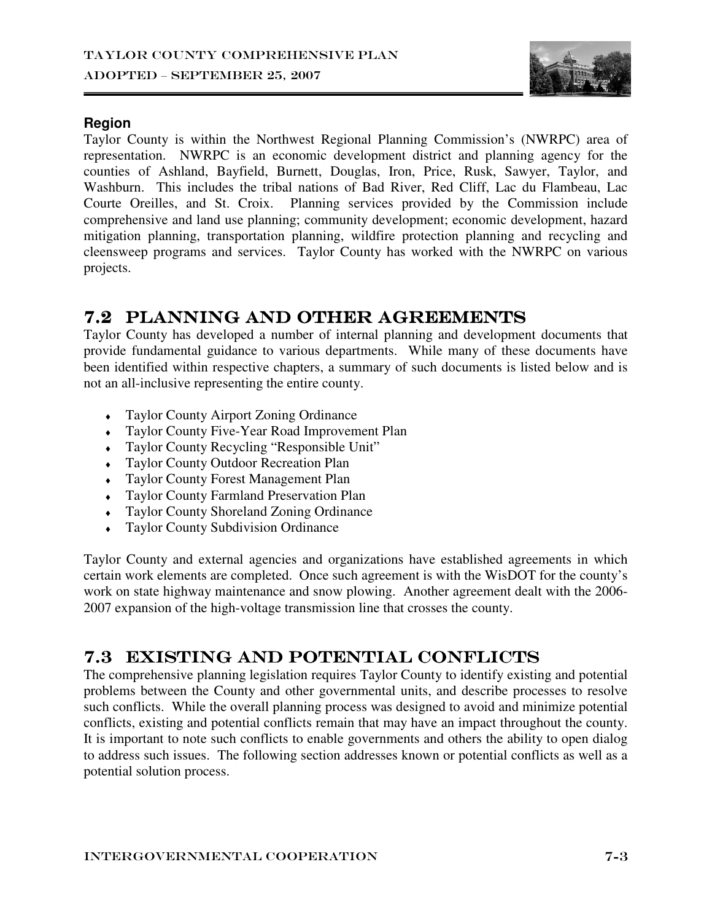**Region**

Taylor County is within the Northwest Regional Planning Commission's (NWRPC) area of representation. NWRPC is an economic development district and planning agency for the counties of Ashland, Bayfield, Burnett, Douglas, Iron, Price, Rusk, Sawyer, Taylor, and Washburn. This includes the tribal nations of Bad River, Red Cliff, Lac du Flambeau, Lac Courte Oreilles, and St. Croix. Planning services provided by the Commission include comprehensive and land use planning; community development; economic development, hazard mitigation planning, transportation planning, wildfire protection planning and recycling and cleensweep programs and services. Taylor County has worked with the NWRPC on various projects.

## 7.2 PLANNING AND OTHER AGREEMENTS

Taylor County has developed a number of internal planning and development documents that provide fundamental guidance to various departments. While many of these documents have been identified within respective chapters, a summary of such documents is listed below and is not an all-inclusive representing the entire county.

- Taylor County Airport Zoning Ordinance
- Taylor County Five-Year Road Improvement Plan
- Taylor County Recycling "Responsible Unit"
- Taylor County Outdoor Recreation Plan
- Taylor County Forest Management Plan
- Taylor County Farmland Preservation Plan
- Taylor County Shoreland Zoning Ordinance
- Taylor County Subdivision Ordinance

Taylor County and external agencies and organizations have established agreements in which certain work elements are completed. Once such agreement is with the WisDOT for the county's work on state highway maintenance and snow plowing. Another agreement dealt with the 2006-2007 expansion of the high-voltage transmission line that crosses the county.

## 7.3 EXISTING AND POTENTIAL CONFLICTS

The comprehensive planning legislation requires Taylor County to identify existing and potential problems between the County and other governmental units, and describe processes to resolve such conflicts. While the overall planning process was designed to avoid and minimize potential conflicts, existing and potential conflicts remain that may have an impact throughout the county. It is important to note such conflicts to enable governments and others the ability to open dialog to address such issues. The following section addresses known or potential conflicts as well as a potential solution process.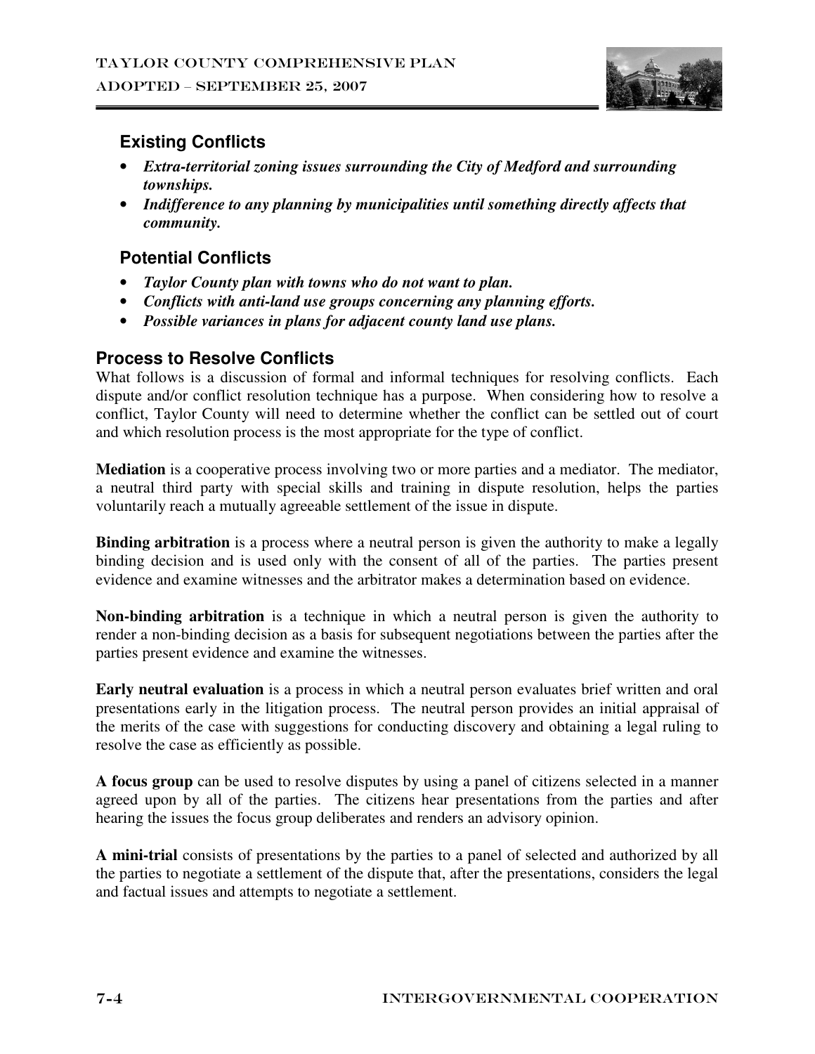### Existing Conflicts

- ***Extra-territorial zoning issues surrounding the City of Medford and surrounding townships.***
- ***Indifference to any planning by municipalities until something directly affects that community.***

### Potential Conflicts

- ***Taylor County plan with towns who do not want to plan.***
- ***Conflicts with anti-land use groups concerning any planning efforts.***
- ***Possible variances in plans for adjacent county land use plans.***

## Process to Resolve Conflicts

What follows is a discussion of formal and informal techniques for resolving conflicts. Each dispute and/or conflict resolution technique has a purpose. When considering how to resolve a conflict, Taylor County will need to determine whether the conflict can be settled out of court and which resolution process is the most appropriate for the type of conflict.

**Mediation** is a cooperative process involving two or more parties and a mediator. The mediator, a neutral third party with special skills and training in dispute resolution, helps the parties voluntarily reach a mutually agreeable settlement of the issue in dispute.

**Binding arbitration** is a process where a neutral person is given the authority to make a legally binding decision and is used only with the consent of all of the parties. The parties present evidence and examine witnesses and the arbitrator makes a determination based on evidence.

**Non-binding arbitration** is a technique in which a neutral person is given the authority to render a non-binding decision as a basis for subsequent negotiations between the parties after the parties present evidence and examine the witnesses.

**Early neutral evaluation** is a process in which a neutral person evaluates brief written and oral presentations early in the litigation process. The neutral person provides an initial appraisal of the merits of the case with suggestions for conducting discovery and obtaining a legal ruling to resolve the case as efficiently as possible.

**A focus group** can be used to resolve disputes by using a panel of citizens selected in a manner agreed upon by all of the parties. The citizens hear presentations from the parties and after hearing the issues the focus group deliberates and renders an advisory opinion.

**A mini-trial** consists of presentations by the parties to a panel of selected and authorized by all the parties to negotiate a settlement of the dispute that, after the presentations, considers the legal and factual issues and attempts to negotiate a settlement.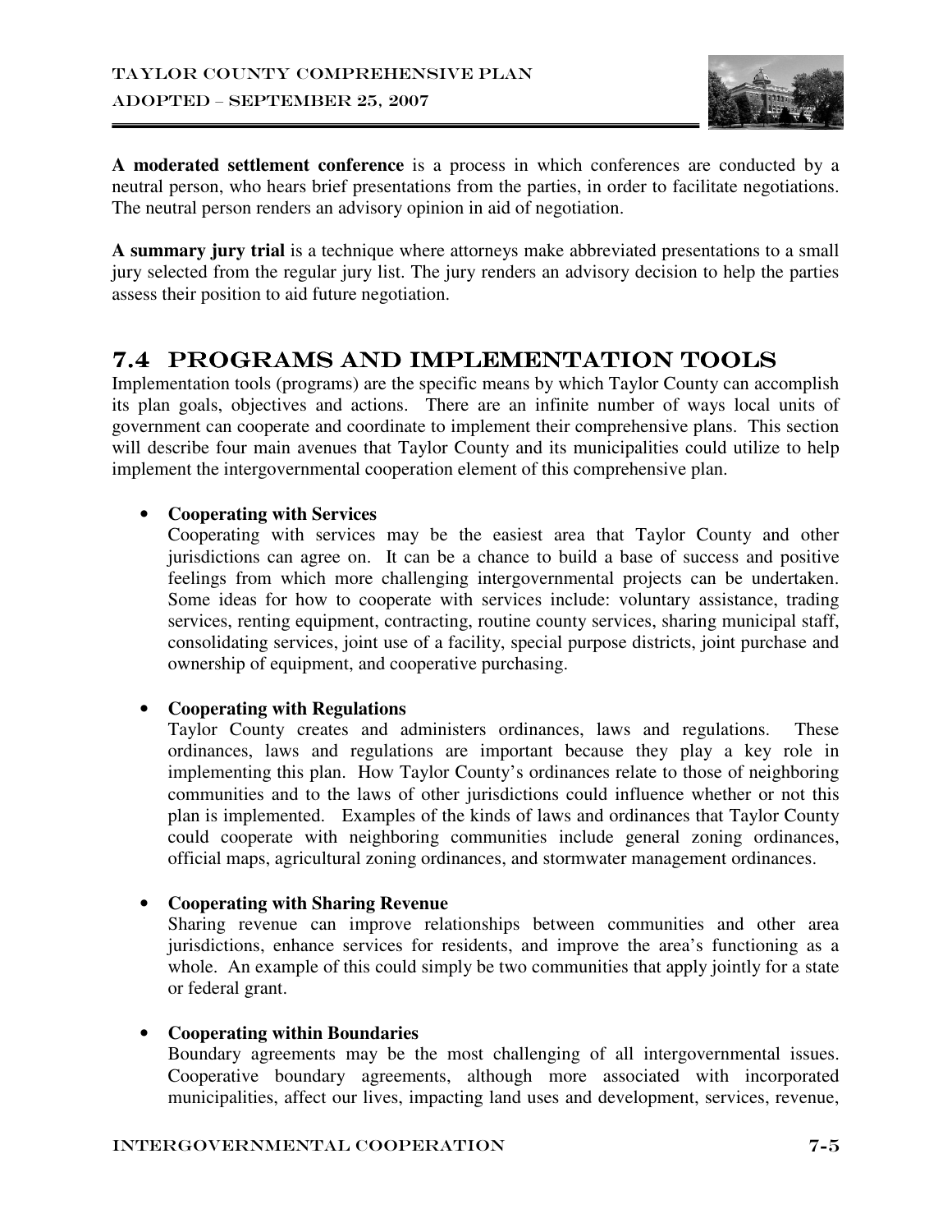**A moderated settlement conference** is a process in which conferences are conducted by a neutral person, who hears brief presentations from the parties, in order to facilitate negotiations. The neutral person renders an advisory opinion in aid of negotiation.

**A summary jury trial** is a technique where attorneys make abbreviated presentations to a small jury selected from the regular jury list. The jury renders an advisory decision to help the parties assess their position to aid future negotiation.

## 7.4 PROGRAMS AND IMPLEMENTATION TOOLS

Implementation tools (programs) are the specific means by which Taylor County can accomplish its plan goals, objectives and actions. There are an infinite number of ways local units of government can cooperate and coordinate to implement their comprehensive plans. This section will describe four main avenues that Taylor County and its municipalities could utilize to help implement the intergovernmental cooperation element of this comprehensive plan.

- **Cooperating with Services**
  Cooperating with services may be the easiest area that Taylor County and other jurisdictions can agree on. It can be a chance to build a base of success and positive feelings from which more challenging intergovernmental projects can be undertaken. Some ideas for how to cooperate with services include: voluntary assistance, trading services, renting equipment, contracting, routine county services, sharing municipal staff, consolidating services, joint use of a facility, special purpose districts, joint purchase and ownership of equipment, and cooperative purchasing.

- **Cooperating with Regulations**
  Taylor County creates and administers ordinances, laws and regulations. These ordinances, laws and regulations are important because they play a key role in implementing this plan. How Taylor County's ordinances relate to those of neighboring communities and to the laws of other jurisdictions could influence whether or not this plan is implemented. Examples of the kinds of laws and ordinances that Taylor County could cooperate with neighboring communities include general zoning ordinances, official maps, agricultural zoning ordinances, and stormwater management ordinances.

- **Cooperating with Sharing Revenue**
  Sharing revenue can improve relationships between communities and other area jurisdictions, enhance services for residents, and improve the area's functioning as a whole. An example of this could simply be two communities that apply jointly for a state or federal grant.

- **Cooperating within Boundaries**
  Boundary agreements may be the most challenging of all intergovernmental issues. Cooperative boundary agreements, although more associated with incorporated municipalities, affect our lives, impacting land uses and development, services, revenue,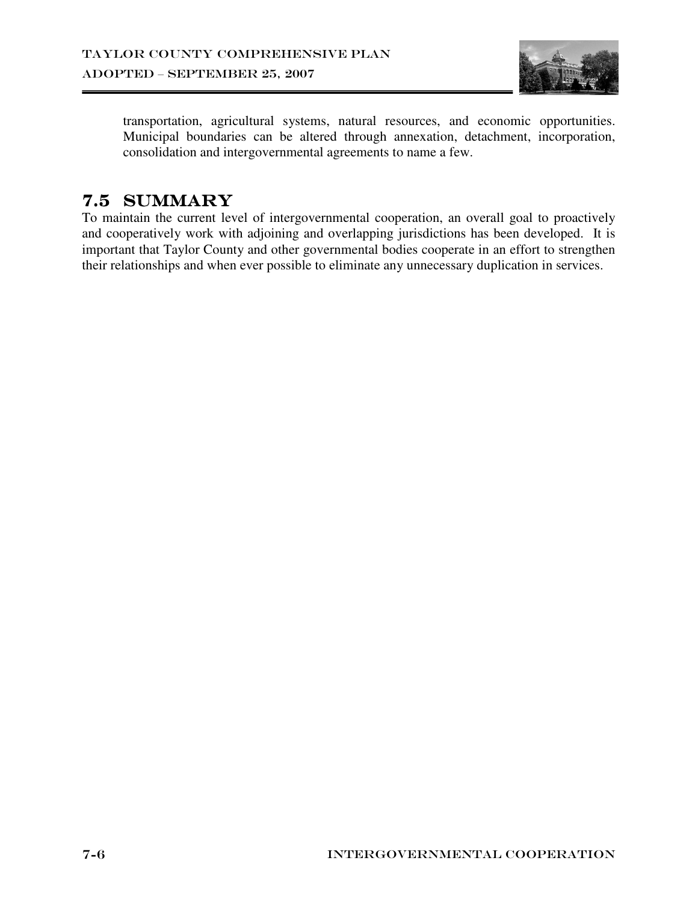transportation, agricultural systems, natural resources, and economic opportunities. Municipal boundaries can be altered through annexation, detachment, incorporation, consolidation and intergovernmental agreements to name a few.

## 7.5 SUMMARY

To maintain the current level of intergovernmental cooperation, an overall goal to proactively and cooperatively work with adjoining and overlapping jurisdictions has been developed. It is important that Taylor County and other governmental bodies cooperate in an effort to strengthen their relationships and when ever possible to eliminate any unnecessary duplication in services.